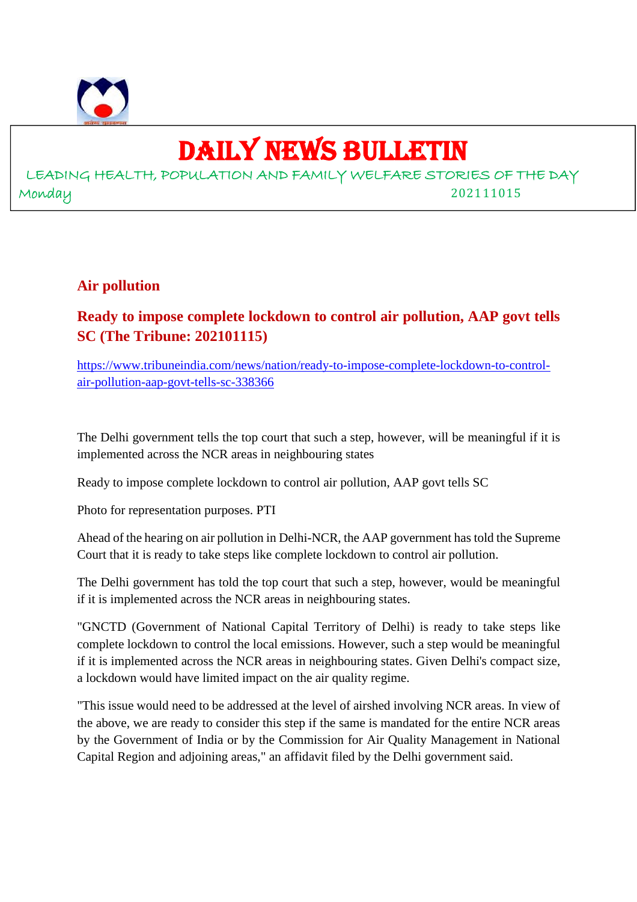# DAILY NEWS BULLETIN

LEADING HEALTH, POPULATION AND FAMILY WELFARE STORIES OF THE DAY

Monday 202111015

## Air pollution

### Ready to impose complete lockdown to control air pollution, AAP govt tells SC (The Tribune: 202101115)

https://www.tribuneindia.com/news/nation/ready-to-impose-complete-lockdown-to-control-air-pollution-aap-govt-tells-sc-338366

The Delhi government tells the top court that such a step, however, will be meaningful if it is implemented across the NCR areas in neighbouring states

Ready to impose complete lockdown to control air pollution, AAP govt tells SC

Photo for representation purposes. PTI

Ahead of the hearing on air pollution in Delhi-NCR, the AAP government has told the Supreme Court that it is ready to take steps like complete lockdown to control air pollution.

The Delhi government has told the top court that such a step, however, would be meaningful if it is implemented across the NCR areas in neighbouring states.

"GNCTD (Government of National Capital Territory of Delhi) is ready to take steps like complete lockdown to control the local emissions. However, such a step would be meaningful if it is implemented across the NCR areas in neighbouring states. Given Delhi's compact size, a lockdown would have limited impact on the air quality regime.

"This issue would need to be addressed at the level of airshed involving NCR areas. In view of the above, we are ready to consider this step if the same is mandated for the entire NCR areas by the Government of India or by the Commission for Air Quality Management in National Capital Region and adjoining areas," an affidavit filed by the Delhi government said.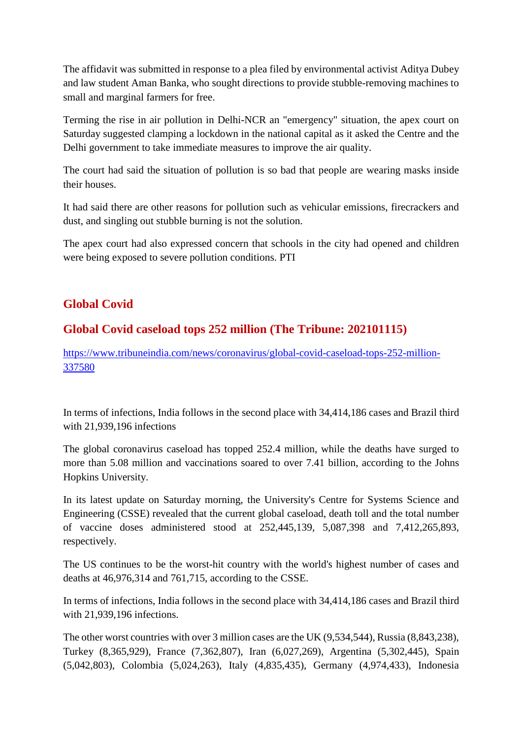The affidavit was submitted in response to a plea filed by environmental activist Aditya Dubey and law student Aman Banka, who sought directions to provide stubble-removing machines to small and marginal farmers for free.

Terming the rise in air pollution in Delhi-NCR an "emergency" situation, the apex court on Saturday suggested clamping a lockdown in the national capital as it asked the Centre and the Delhi government to take immediate measures to improve the air quality.

The court had said the situation of pollution is so bad that people are wearing masks inside their houses.

It had said there are other reasons for pollution such as vehicular emissions, firecrackers and dust, and singling out stubble burning is not the solution.

The apex court had also expressed concern that schools in the city had opened and children were being exposed to severe pollution conditions. PTI

## Global Covid

### Global Covid caseload tops 252 million (The Tribune: 202101115)

https://www.tribuneindia.com/news/coronavirus/global-covid-caseload-tops-252-million-337580

In terms of infections, India follows in the second place with 34,414,186 cases and Brazil third with 21,939,196 infections

The global coronavirus caseload has topped 252.4 million, while the deaths have surged to more than 5.08 million and vaccinations soared to over 7.41 billion, according to the Johns Hopkins University.

In its latest update on Saturday morning, the University's Centre for Systems Science and Engineering (CSSE) revealed that the current global caseload, death toll and the total number of vaccine doses administered stood at 252,445,139, 5,087,398 and 7,412,265,893, respectively.

The US continues to be the worst-hit country with the world's highest number of cases and deaths at 46,976,314 and 761,715, according to the CSSE.

In terms of infections, India follows in the second place with 34,414,186 cases and Brazil third with 21,939,196 infections.

The other worst countries with over 3 million cases are the UK (9,534,544), Russia (8,843,238), Turkey (8,365,929), France (7,362,807), Iran (6,027,269), Argentina (5,302,445), Spain (5,042,803), Colombia (5,024,263), Italy (4,835,435), Germany (4,974,433), Indonesia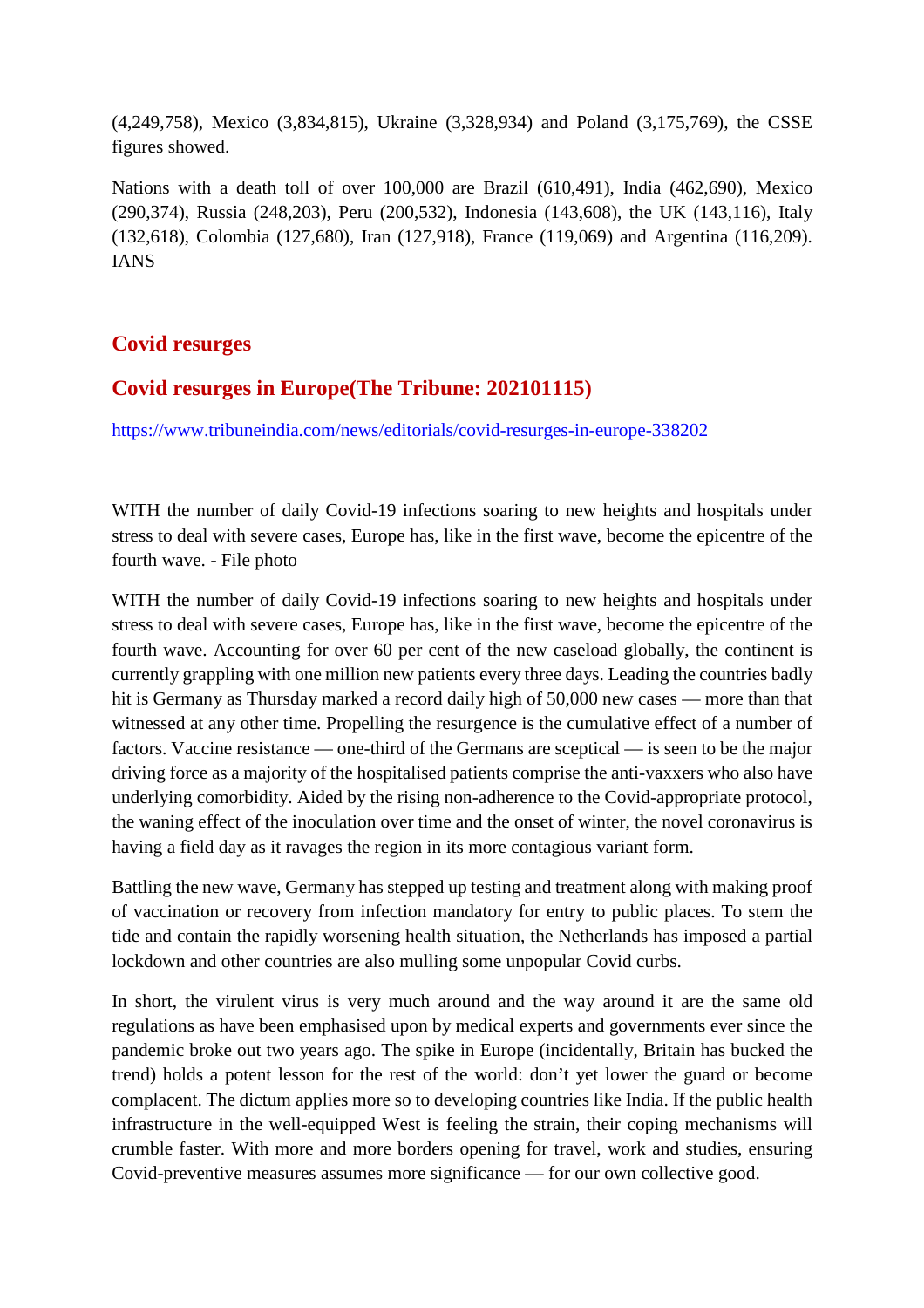(4,249,758), Mexico (3,834,815), Ukraine (3,328,934) and Poland (3,175,769), the CSSE figures showed.

Nations with a death toll of over 100,000 are Brazil (610,491), India (462,690), Mexico (290,374), Russia (248,203), Peru (200,532), Indonesia (143,608), the UK (143,116), Italy (132,618), Colombia (127,680), Iran (127,918), France (119,069) and Argentina (116,209). IANS

## Covid resurges

## Covid resurges in Europe(The Tribune: 202101115)

https://www.tribuneindia.com/news/editorials/covid-resurges-in-europe-338202

WITH the number of daily Covid-19 infections soaring to new heights and hospitals under stress to deal with severe cases, Europe has, like in the first wave, become the epicentre of the fourth wave. - File photo

WITH the number of daily Covid-19 infections soaring to new heights and hospitals under stress to deal with severe cases, Europe has, like in the first wave, become the epicentre of the fourth wave. Accounting for over 60 per cent of the new caseload globally, the continent is currently grappling with one million new patients every three days. Leading the countries badly hit is Germany as Thursday marked a record daily high of 50,000 new cases — more than that witnessed at any other time. Propelling the resurgence is the cumulative effect of a number of factors. Vaccine resistance — one-third of the Germans are sceptical — is seen to be the major driving force as a majority of the hospitalised patients comprise the anti-vaxxers who also have underlying comorbidity. Aided by the rising non-adherence to the Covid-appropriate protocol, the waning effect of the inoculation over time and the onset of winter, the novel coronavirus is having a field day as it ravages the region in its more contagious variant form.

Battling the new wave, Germany has stepped up testing and treatment along with making proof of vaccination or recovery from infection mandatory for entry to public places. To stem the tide and contain the rapidly worsening health situation, the Netherlands has imposed a partial lockdown and other countries are also mulling some unpopular Covid curbs.

In short, the virulent virus is very much around and the way around it are the same old regulations as have been emphasised upon by medical experts and governments ever since the pandemic broke out two years ago. The spike in Europe (incidentally, Britain has bucked the trend) holds a potent lesson for the rest of the world: don't yet lower the guard or become complacent. The dictum applies more so to developing countries like India. If the public health infrastructure in the well-equipped West is feeling the strain, their coping mechanisms will crumble faster. With more and more borders opening for travel, work and studies, ensuring Covid-preventive measures assumes more significance — for our own collective good.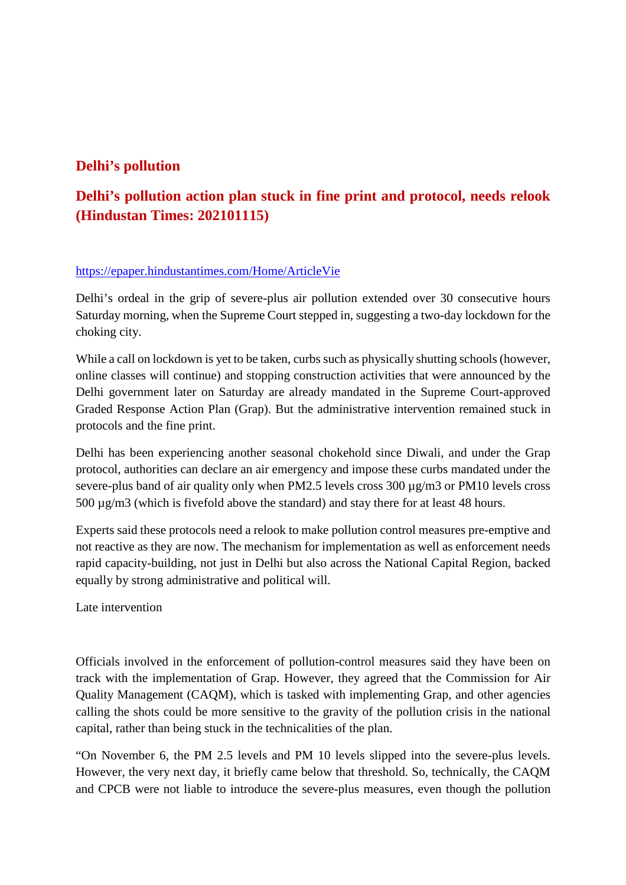## Delhi's pollution

### Delhi's pollution action plan stuck in fine print and protocol, needs relook (Hindustan Times: 202101115)

https://epaper.hindustantimes.com/Home/ArticleVie

Delhi's ordeal in the grip of severe-plus air pollution extended over 30 consecutive hours Saturday morning, when the Supreme Court stepped in, suggesting a two-day lockdown for the choking city.

While a call on lockdown is yet to be taken, curbs such as physically shutting schools (however, online classes will continue) and stopping construction activities that were announced by the Delhi government later on Saturday are already mandated in the Supreme Court-approved Graded Response Action Plan (Grap). But the administrative intervention remained stuck in protocols and the fine print.

Delhi has been experiencing another seasonal chokehold since Diwali, and under the Grap protocol, authorities can declare an air emergency and impose these curbs mandated under the severe-plus band of air quality only when PM2.5 levels cross 300 µg/m3 or PM10 levels cross 500 µg/m3 (which is fivefold above the standard) and stay there for at least 48 hours.

Experts said these protocols need a relook to make pollution control measures pre-emptive and not reactive as they are now. The mechanism for implementation as well as enforcement needs rapid capacity-building, not just in Delhi but also across the National Capital Region, backed equally by strong administrative and political will.

Late intervention

Officials involved in the enforcement of pollution-control measures said they have been on track with the implementation of Grap. However, they agreed that the Commission for Air Quality Management (CAQM), which is tasked with implementing Grap, and other agencies calling the shots could be more sensitive to the gravity of the pollution crisis in the national capital, rather than being stuck in the technicalities of the plan.

"On November 6, the PM 2.5 levels and PM 10 levels slipped into the severe-plus levels. However, the very next day, it briefly came below that threshold. So, technically, the CAQM and CPCB were not liable to introduce the severe-plus measures, even though the pollution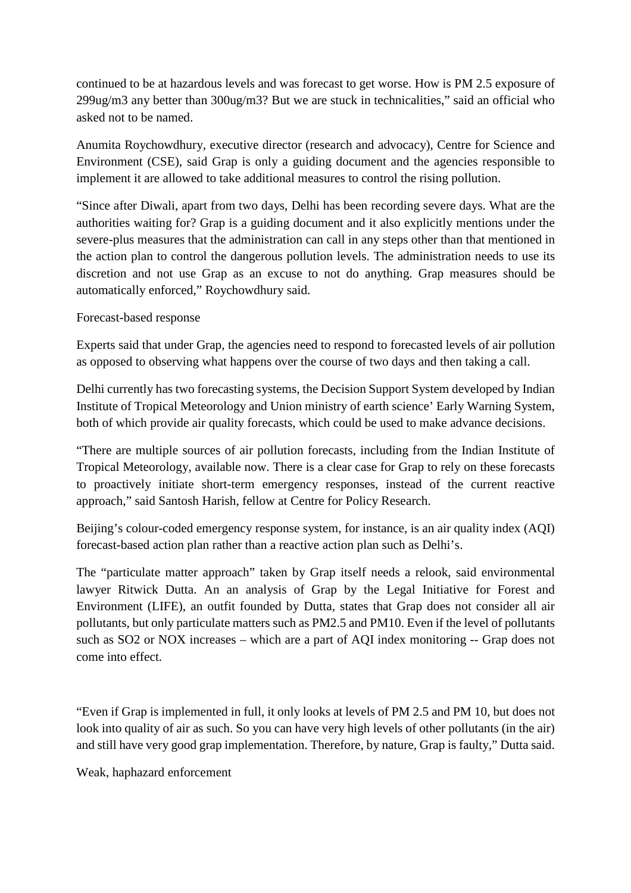continued to be at hazardous levels and was forecast to get worse. How is PM 2.5 exposure of 299ug/m3 any better than 300ug/m3? But we are stuck in technicalities," said an official who asked not to be named.

Anumita Roychowdhury, executive director (research and advocacy), Centre for Science and Environment (CSE), said Grap is only a guiding document and the agencies responsible to implement it are allowed to take additional measures to control the rising pollution.

"Since after Diwali, apart from two days, Delhi has been recording severe days. What are the authorities waiting for? Grap is a guiding document and it also explicitly mentions under the severe-plus measures that the administration can call in any steps other than that mentioned in the action plan to control the dangerous pollution levels. The administration needs to use its discretion and not use Grap as an excuse to not do anything. Grap measures should be automatically enforced," Roychowdhury said.

Forecast-based response

Experts said that under Grap, the agencies need to respond to forecasted levels of air pollution as opposed to observing what happens over the course of two days and then taking a call.

Delhi currently has two forecasting systems, the Decision Support System developed by Indian Institute of Tropical Meteorology and Union ministry of earth science' Early Warning System, both of which provide air quality forecasts, which could be used to make advance decisions.

"There are multiple sources of air pollution forecasts, including from the Indian Institute of Tropical Meteorology, available now. There is a clear case for Grap to rely on these forecasts to proactively initiate short-term emergency responses, instead of the current reactive approach," said Santosh Harish, fellow at Centre for Policy Research.

Beijing's colour-coded emergency response system, for instance, is an air quality index (AQI) forecast-based action plan rather than a reactive action plan such as Delhi's.

The "particulate matter approach" taken by Grap itself needs a relook, said environmental lawyer Ritwick Dutta. An an analysis of Grap by the Legal Initiative for Forest and Environment (LIFE), an outfit founded by Dutta, states that Grap does not consider all air pollutants, but only particulate matters such as PM2.5 and PM10. Even if the level of pollutants such as $SO_2$ or $NO_X$ increases – which are a part of AQI index monitoring -- Grap does not come into effect.

"Even if Grap is implemented in full, it only looks at levels of PM 2.5 and PM 10, but does not look into quality of air as such. So you can have very high levels of other pollutants (in the air) and still have very good grap implementation. Therefore, by nature, Grap is faulty," Dutta said.

Weak, haphazard enforcement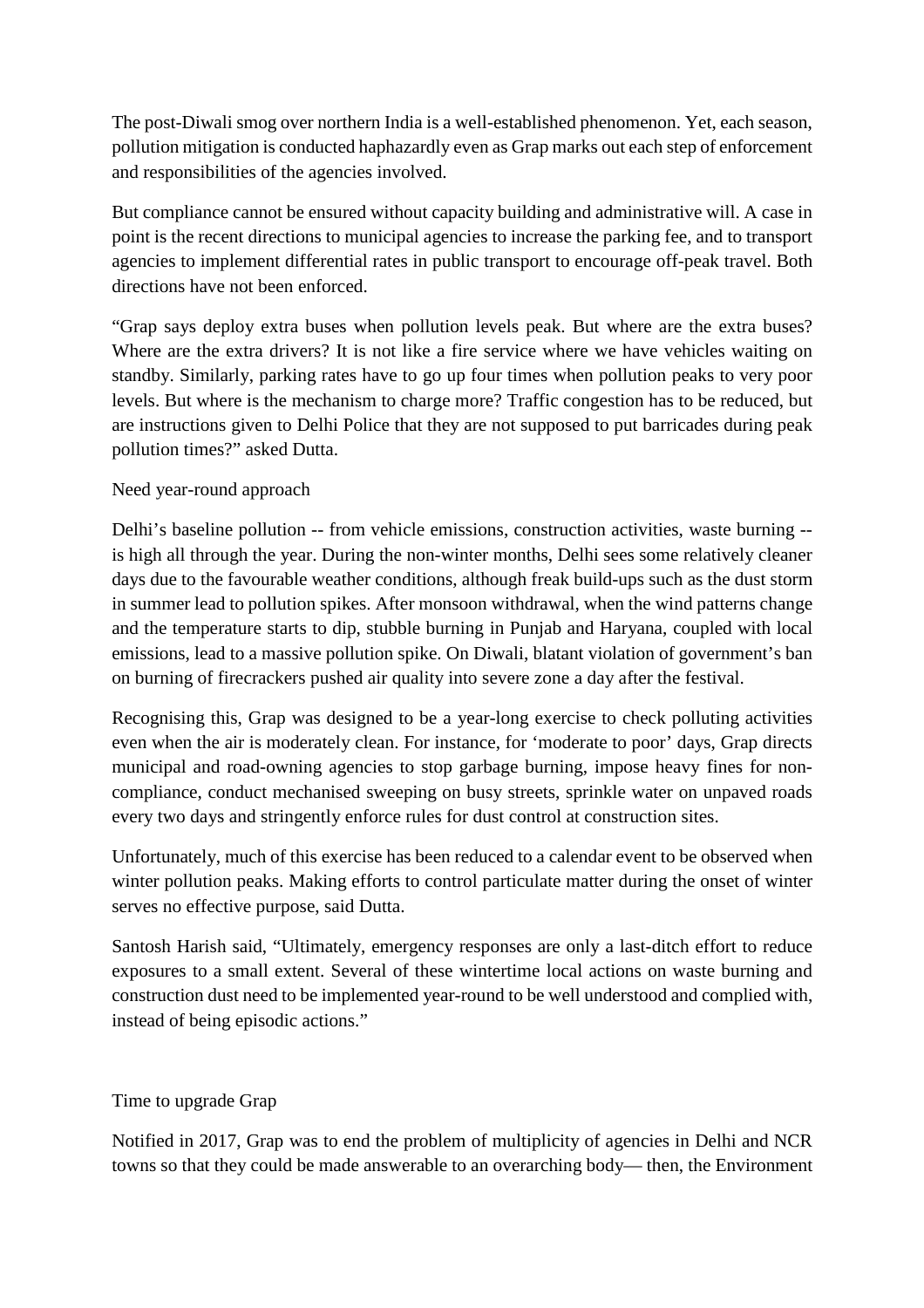The post-Diwali smog over northern India is a well-established phenomenon. Yet, each season, pollution mitigation is conducted haphazardly even as Grap marks out each step of enforcement and responsibilities of the agencies involved.

But compliance cannot be ensured without capacity building and administrative will. A case in point is the recent directions to municipal agencies to increase the parking fee, and to transport agencies to implement differential rates in public transport to encourage off-peak travel. Both directions have not been enforced.

"Grap says deploy extra buses when pollution levels peak. But where are the extra buses? Where are the extra drivers? It is not like a fire service where we have vehicles waiting on standby. Similarly, parking rates have to go up four times when pollution peaks to very poor levels. But where is the mechanism to charge more? Traffic congestion has to be reduced, but are instructions given to Delhi Police that they are not supposed to put barricades during peak pollution times?" asked Dutta.

## Need year-round approach

Delhi's baseline pollution -- from vehicle emissions, construction activities, waste burning -- is high all through the year. During the non-winter months, Delhi sees some relatively cleaner days due to the favourable weather conditions, although freak build-ups such as the dust storm in summer lead to pollution spikes. After monsoon withdrawal, when the wind patterns change and the temperature starts to dip, stubble burning in Punjab and Haryana, coupled with local emissions, lead to a massive pollution spike. On Diwali, blatant violation of government's ban on burning of firecrackers pushed air quality into severe zone a day after the festival.

Recognising this, Grap was designed to be a year-long exercise to check polluting activities even when the air is moderately clean. For instance, for 'moderate to poor' days, Grap directs municipal and road-owning agencies to stop garbage burning, impose heavy fines for non-compliance, conduct mechanised sweeping on busy streets, sprinkle water on unpaved roads every two days and stringently enforce rules for dust control at construction sites.

Unfortunately, much of this exercise has been reduced to a calendar event to be observed when winter pollution peaks. Making efforts to control particulate matter during the onset of winter serves no effective purpose, said Dutta.

Santosh Harish said, "Ultimately, emergency responses are only a last-ditch effort to reduce exposures to a small extent. Several of these wintertime local actions on waste burning and construction dust need to be implemented year-round to be well understood and complied with, instead of being episodic actions."

## Time to upgrade Grap

Notified in 2017, Grap was to end the problem of multiplicity of agencies in Delhi and NCR towns so that they could be made answerable to an overarching body— then, the Environment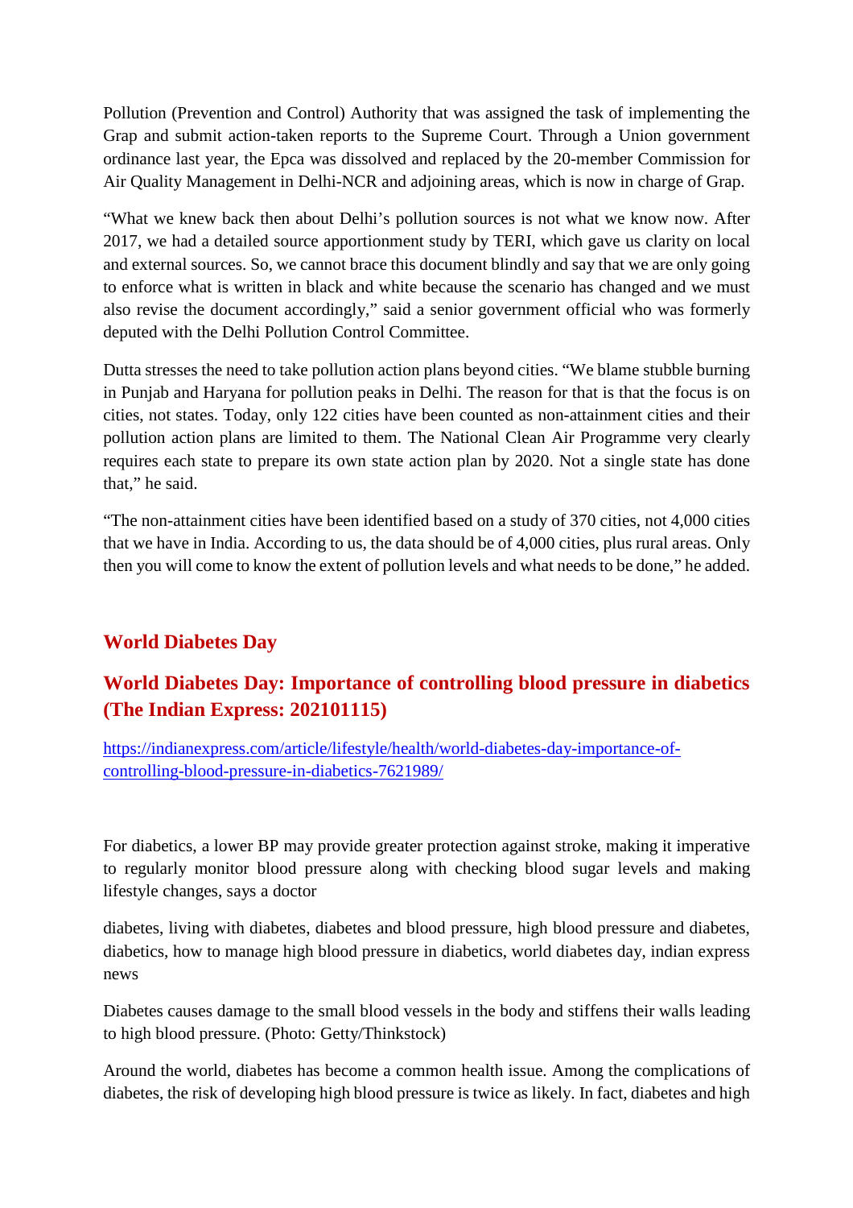Pollution (Prevention and Control) Authority that was assigned the task of implementing the Grap and submit action-taken reports to the Supreme Court. Through a Union government ordinance last year, the Epca was dissolved and replaced by the 20-member Commission for Air Quality Management in Delhi-NCR and adjoining areas, which is now in charge of Grap.

"What we knew back then about Delhi's pollution sources is not what we know now. After 2017, we had a detailed source apportionment study by TERI, which gave us clarity on local and external sources. So, we cannot brace this document blindly and say that we are only going to enforce what is written in black and white because the scenario has changed and we must also revise the document accordingly," said a senior government official who was formerly deputed with the Delhi Pollution Control Committee.

Dutta stresses the need to take pollution action plans beyond cities. "We blame stubble burning in Punjab and Haryana for pollution peaks in Delhi. The reason for that is that the focus is on cities, not states. Today, only 122 cities have been counted as non-attainment cities and their pollution action plans are limited to them. The National Clean Air Programme very clearly requires each state to prepare its own state action plan by 2020. Not a single state has done that," he said.

"The non-attainment cities have been identified based on a study of 370 cities, not 4,000 cities that we have in India. According to us, the data should be of 4,000 cities, plus rural areas. Only then you will come to know the extent of pollution levels and what needs to be done," he added.

## World Diabetes Day

### World Diabetes Day: Importance of controlling blood pressure in diabetics (The Indian Express: 202101115)

https://indianexpress.com/article/lifestyle/health/world-diabetes-day-importance-of-controlling-blood-pressure-in-diabetics-7621989/

For diabetics, a lower BP may provide greater protection against stroke, making it imperative to regularly monitor blood pressure along with checking blood sugar levels and making lifestyle changes, says a doctor

diabetes, living with diabetes, diabetes and blood pressure, high blood pressure and diabetes, diabetics, how to manage high blood pressure in diabetics, world diabetes day, indian express news

Diabetes causes damage to the small blood vessels in the body and stiffens their walls leading to high blood pressure. (Photo: Getty/Thinkstock)

Around the world, diabetes has become a common health issue. Among the complications of diabetes, the risk of developing high blood pressure is twice as likely. In fact, diabetes and high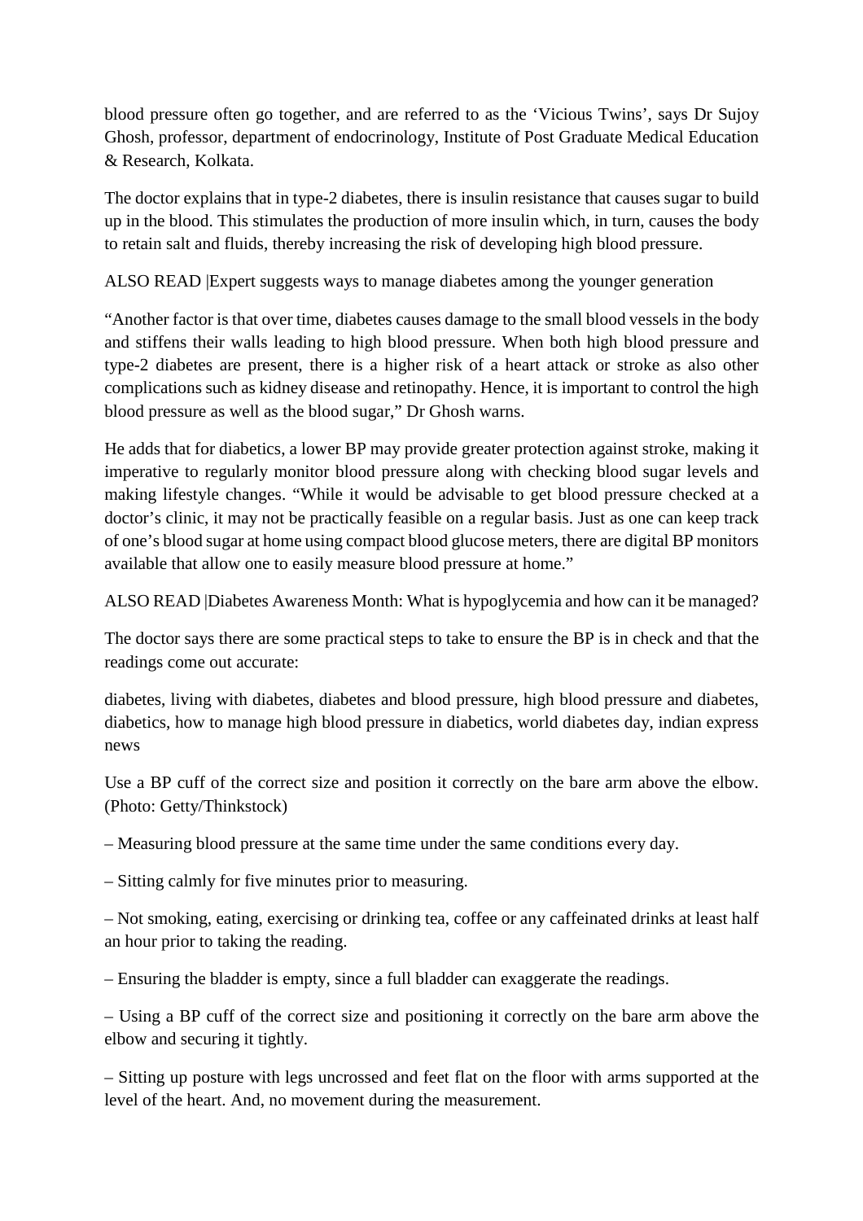blood pressure often go together, and are referred to as the 'Vicious Twins', says Dr Sujoy Ghosh, professor, department of endocrinology, Institute of Post Graduate Medical Education & Research, Kolkata.

The doctor explains that in type-2 diabetes, there is insulin resistance that causes sugar to build up in the blood. This stimulates the production of more insulin which, in turn, causes the body to retain salt and fluids, thereby increasing the risk of developing high blood pressure.

ALSO READ |Expert suggests ways to manage diabetes among the younger generation

"Another factor is that over time, diabetes causes damage to the small blood vessels in the body and stiffens their walls leading to high blood pressure. When both high blood pressure and type-2 diabetes are present, there is a higher risk of a heart attack or stroke as also other complications such as kidney disease and retinopathy. Hence, it is important to control the high blood pressure as well as the blood sugar," Dr Ghosh warns.

He adds that for diabetics, a lower BP may provide greater protection against stroke, making it imperative to regularly monitor blood pressure along with checking blood sugar levels and making lifestyle changes. "While it would be advisable to get blood pressure checked at a doctor's clinic, it may not be practically feasible on a regular basis. Just as one can keep track of one's blood sugar at home using compact blood glucose meters, there are digital BP monitors available that allow one to easily measure blood pressure at home."

ALSO READ |Diabetes Awareness Month: What is hypoglycemia and how can it be managed?

The doctor says there are some practical steps to take to ensure the BP is in check and that the readings come out accurate:

diabetes, living with diabetes, diabetes and blood pressure, high blood pressure and diabetes, diabetics, how to manage high blood pressure in diabetics, world diabetes day, indian express news

Use a BP cuff of the correct size and position it correctly on the bare arm above the elbow. (Photo: Getty/Thinkstock)

– Measuring blood pressure at the same time under the same conditions every day.

– Sitting calmly for five minutes prior to measuring.

– Not smoking, eating, exercising or drinking tea, coffee or any caffeinated drinks at least half an hour prior to taking the reading.

– Ensuring the bladder is empty, since a full bladder can exaggerate the readings.

– Using a BP cuff of the correct size and positioning it correctly on the bare arm above the elbow and securing it tightly.

– Sitting up posture with legs uncrossed and feet flat on the floor with arms supported at the level of the heart. And, no movement during the measurement.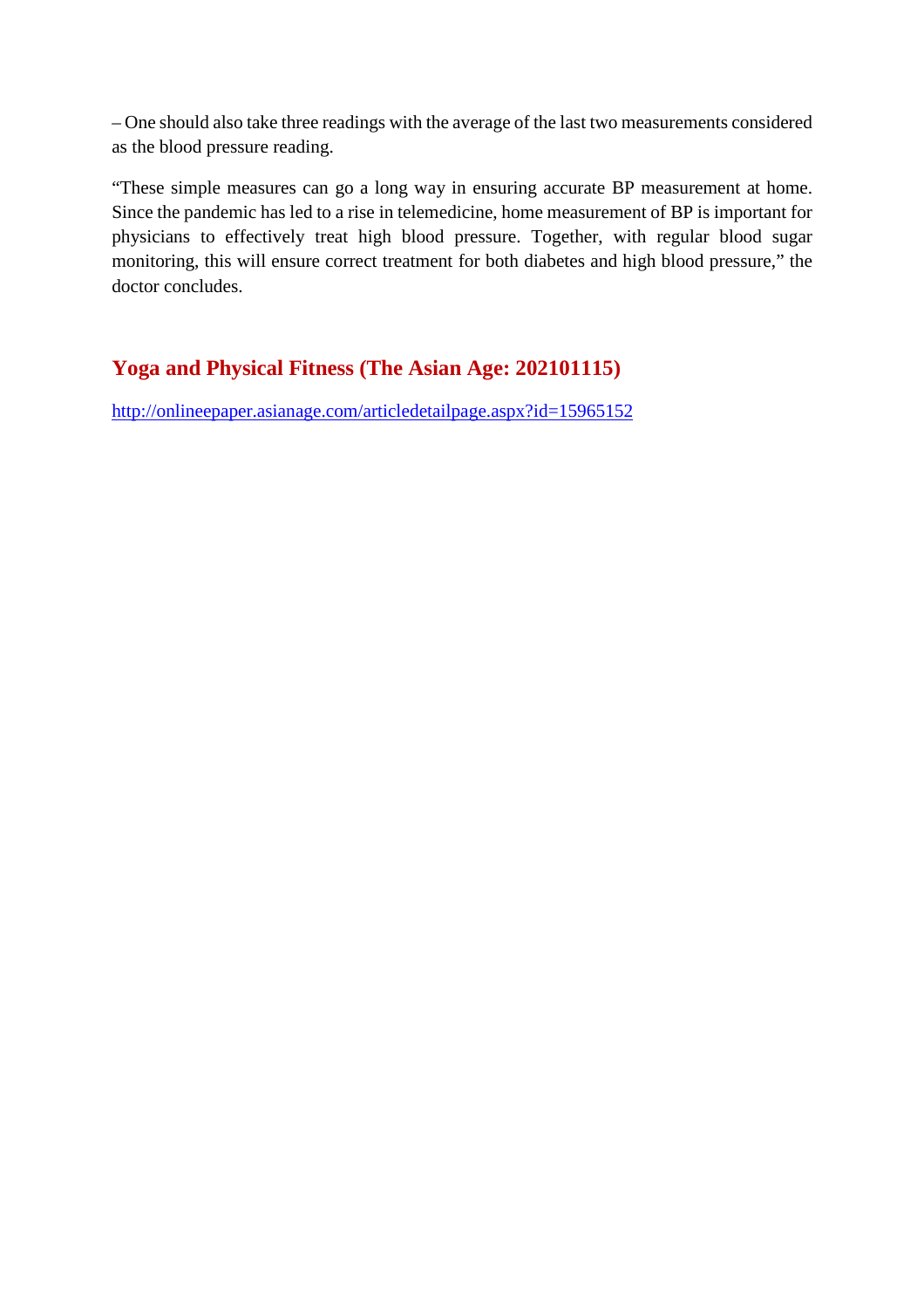– One should also take three readings with the average of the last two measurements considered as the blood pressure reading.

“These simple measures can go a long way in ensuring accurate BP measurement at home. Since the pandemic has led to a rise in telemedicine, home measurement of BP is important for physicians to effectively treat high blood pressure. Together, with regular blood sugar monitoring, this will ensure correct treatment for both diabetes and high blood pressure,” the doctor concludes.

## Yoga and Physical Fitness (The Asian Age: 202101115)

http://onlineepaper.asianage.com/articledetailpage.aspx?id=15965152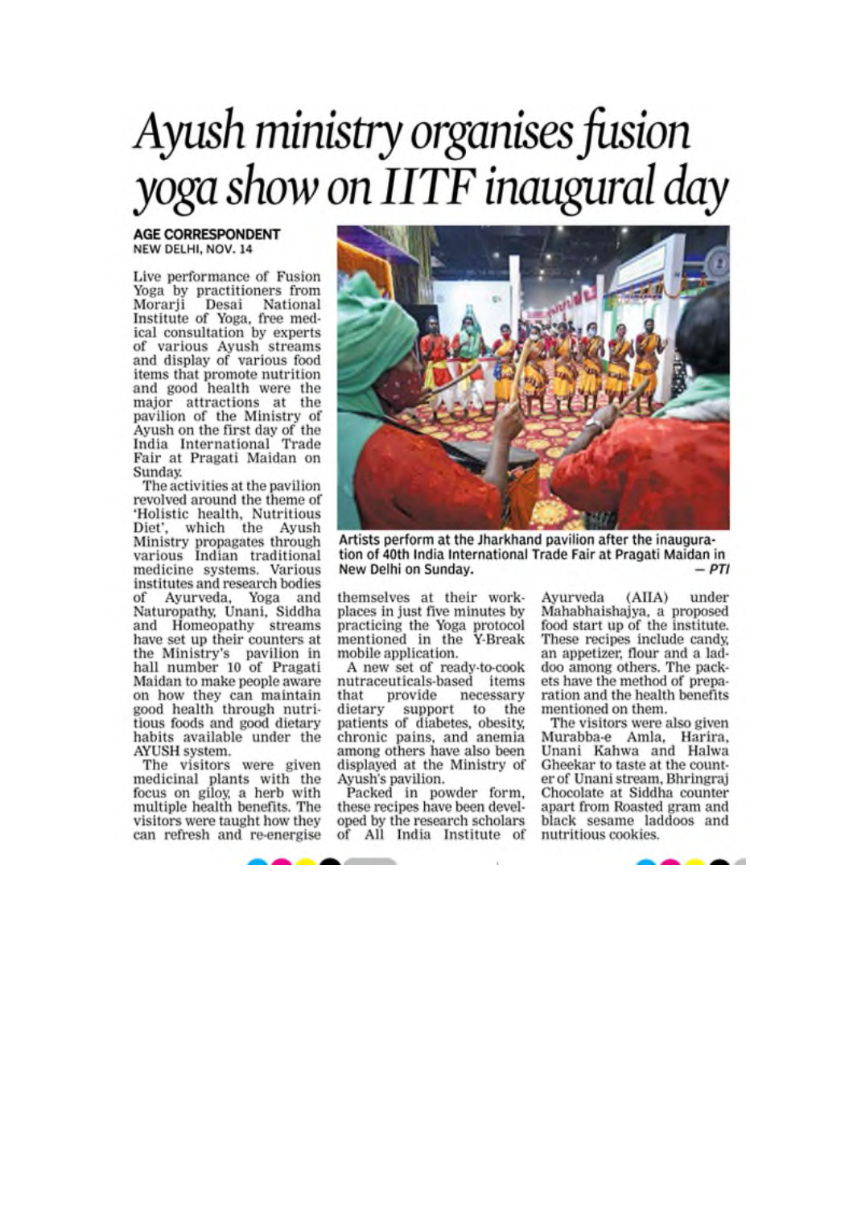# Ayush ministry organises fusion yoga show on IITF inaugural day

**AGE CORRESPONDENT**
NEW DELHI, NOV. 14

Live performance of Fusion Yoga by practitioners from Morarji Desai National Institute of Yoga, free medical consultation by experts of various Ayush streams and display of various food items that promote nutrition and good health were the major attractions at the pavilion of the Ministry of Ayush on the first day of the India International Trade Fair at Pragati Maidan on Sunday.

The activities at the pavilion revolved around the theme of 'Holistic health, Nutritious Diet', which the Ayush Ministry propagates through various Indian traditional medicine systems. Various institutes and research bodies of Ayurveda, Yoga and Naturopathy, Unani, Siddha and Homeopathy streams have set up their counters at the Ministry's pavilion in hall number 10 of Pragati Maidan to make people aware on how they can maintain good health through nutritious foods and good dietary habits available under the AYUSH system.

The visitors were given medicinal plants with the focus on giloy, a herb with multiple health benefits. The visitors were taught how they can refresh and re-energise themselves at their workplaces in just five minutes by practicing the Yoga protocol mentioned in the Y-Break mobile application.

A new set of ready-to-cook nutraceuticals-based items that provide necessary dietary support to the patients of diabetes, obesity, chronic pains, and anemia among others have also been displayed at the Ministry of Ayush's pavilion.

Packed in powder form, these recipes have been developed by the research scholars of All India Institute of Ayurveda (AIIA) under Mahabhaishajya, a proposed food start up of the institute. These recipes include candy, an appetizer, flour and a laddoo among others. The packets have the method of preparation and the health benefits mentioned on them.

The visitors were also given Murabba-e Amla, Harira, Unani Kahwa and Halwa Gheekar to taste at the counter of Unani stream, Bhringraj Chocolate at Siddha counter apart from Roasted gram and black sesame laddoos and nutritious cookies.

Artists perform at the Jharkhand pavilion after the inauguration of 40th India International Trade Fair at Pragati Maidan in New Delhi on Sunday. — *PTI*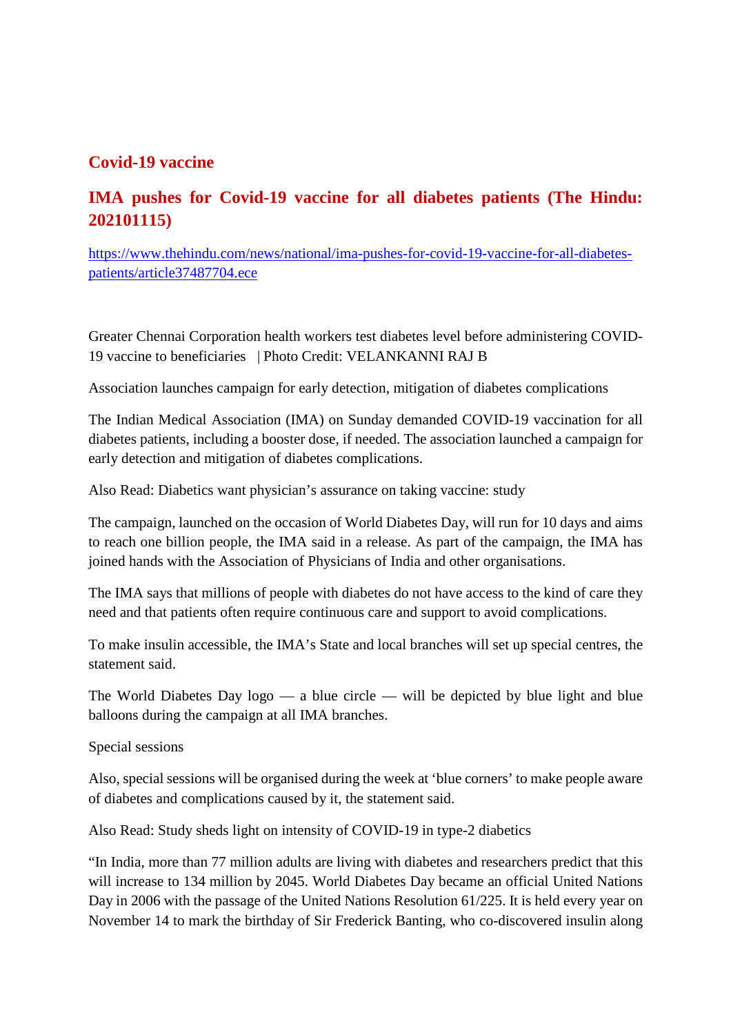## Covid-19 vaccine

## IMA pushes for Covid-19 vaccine for all diabetes patients (The Hindu: 202101115)

[https://www.thehindu.com/news/national/ima-pushes-for-covid-19-vaccine-for-all-diabetes-patients/article37487704.ece](https://www.thehindu.com/news/national/ima-pushes-for-covid-19-vaccine-for-all-diabetes-patients/article37487704.ece)

Greater Chennai Corporation health workers test diabetes level before administering COVID-19 vaccine to beneficiaries | Photo Credit: VELANKANNI RAJ B

Association launches campaign for early detection, mitigation of diabetes complications

The Indian Medical Association (IMA) on Sunday demanded COVID-19 vaccination for all diabetes patients, including a booster dose, if needed. The association launched a campaign for early detection and mitigation of diabetes complications.

Also Read: Diabetics want physician's assurance on taking vaccine: study

The campaign, launched on the occasion of World Diabetes Day, will run for 10 days and aims to reach one billion people, the IMA said in a release. As part of the campaign, the IMA has joined hands with the Association of Physicians of India and other organisations.

The IMA says that millions of people with diabetes do not have access to the kind of care they need and that patients often require continuous care and support to avoid complications.

To make insulin accessible, the IMA's State and local branches will set up special centres, the statement said.

The World Diabetes Day logo — a blue circle — will be depicted by blue light and blue balloons during the campaign at all IMA branches.

Special sessions

Also, special sessions will be organised during the week at 'blue corners' to make people aware of diabetes and complications caused by it, the statement said.

Also Read: Study sheds light on intensity of COVID-19 in type-2 diabetics

"In India, more than 77 million adults are living with diabetes and researchers predict that this will increase to 134 million by 2045. World Diabetes Day became an official United Nations Day in 2006 with the passage of the United Nations Resolution 61/225. It is held every year on November 14 to mark the birthday of Sir Frederick Banting, who co-discovered insulin along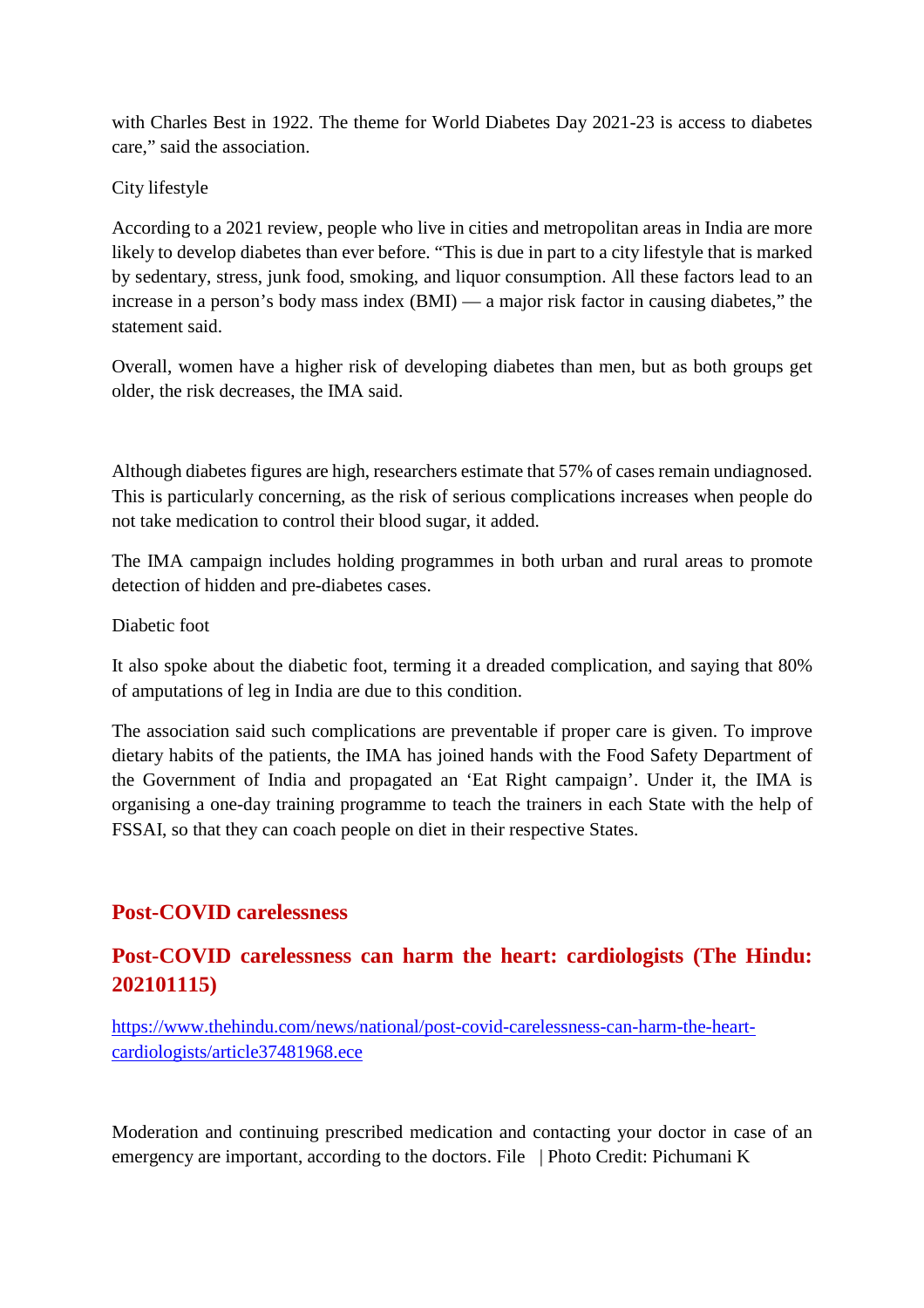with Charles Best in 1922. The theme for World Diabetes Day 2021-23 is access to diabetes care," said the association.

City lifestyle

According to a 2021 review, people who live in cities and metropolitan areas in India are more likely to develop diabetes than ever before. "This is due in part to a city lifestyle that is marked by sedentary, stress, junk food, smoking, and liquor consumption. All these factors lead to an increase in a person's body mass index (BMI) — a major risk factor in causing diabetes," the statement said.

Overall, women have a higher risk of developing diabetes than men, but as both groups get older, the risk decreases, the IMA said.

Although diabetes figures are high, researchers estimate that 57% of cases remain undiagnosed. This is particularly concerning, as the risk of serious complications increases when people do not take medication to control their blood sugar, it added.

The IMA campaign includes holding programmes in both urban and rural areas to promote detection of hidden and pre-diabetes cases.

Diabetic foot

It also spoke about the diabetic foot, terming it a dreaded complication, and saying that 80% of amputations of leg in India are due to this condition.

The association said such complications are preventable if proper care is given. To improve dietary habits of the patients, the IMA has joined hands with the Food Safety Department of the Government of India and propagated an 'Eat Right campaign'. Under it, the IMA is organising a one-day training programme to teach the trainers in each State with the help of FSSAI, so that they can coach people on diet in their respective States.

## Post-COVID carelessness

## Post-COVID carelessness can harm the heart: cardiologists (The Hindu: 202101115)

https://www.thehindu.com/news/national/post-covid-carelessness-can-harm-the-heart-cardiologists/article37481968.ece

Moderation and continuing prescribed medication and contacting your doctor in case of an emergency are important, according to the doctors. File | Photo Credit: Pichumani K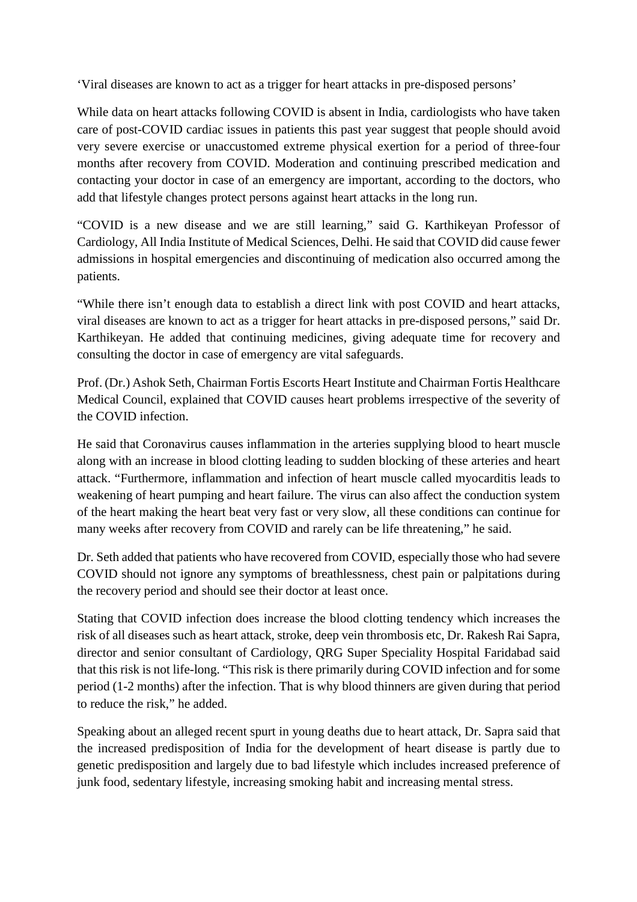‘Viral diseases are known to act as a trigger for heart attacks in pre-disposed persons’

While data on heart attacks following COVID is absent in India, cardiologists who have taken care of post-COVID cardiac issues in patients this past year suggest that people should avoid very severe exercise or unaccustomed extreme physical exertion for a period of three-four months after recovery from COVID. Moderation and continuing prescribed medication and contacting your doctor in case of an emergency are important, according to the doctors, who add that lifestyle changes protect persons against heart attacks in the long run.

“COVID is a new disease and we are still learning,” said G. Karthikeyan Professor of Cardiology, All India Institute of Medical Sciences, Delhi. He said that COVID did cause fewer admissions in hospital emergencies and discontinuing of medication also occurred among the patients.

“While there isn’t enough data to establish a direct link with post COVID and heart attacks, viral diseases are known to act as a trigger for heart attacks in pre-disposed persons,” said Dr. Karthikeyan. He added that continuing medicines, giving adequate time for recovery and consulting the doctor in case of emergency are vital safeguards.

Prof. (Dr.) Ashok Seth, Chairman Fortis Escorts Heart Institute and Chairman Fortis Healthcare Medical Council, explained that COVID causes heart problems irrespective of the severity of the COVID infection.

He said that Coronavirus causes inflammation in the arteries supplying blood to heart muscle along with an increase in blood clotting leading to sudden blocking of these arteries and heart attack. “Furthermore, inflammation and infection of heart muscle called myocarditis leads to weakening of heart pumping and heart failure. The virus can also affect the conduction system of the heart making the heart beat very fast or very slow, all these conditions can continue for many weeks after recovery from COVID and rarely can be life threatening,” he said.

Dr. Seth added that patients who have recovered from COVID, especially those who had severe COVID should not ignore any symptoms of breathlessness, chest pain or palpitations during the recovery period and should see their doctor at least once.

Stating that COVID infection does increase the blood clotting tendency which increases the risk of all diseases such as heart attack, stroke, deep vein thrombosis etc, Dr. Rakesh Rai Sapra, director and senior consultant of Cardiology, QRG Super Speciality Hospital Faridabad said that this risk is not life-long. “This risk is there primarily during COVID infection and for some period (1-2 months) after the infection. That is why blood thinners are given during that period to reduce the risk,” he added.

Speaking about an alleged recent spurt in young deaths due to heart attack, Dr. Sapra said that the increased predisposition of India for the development of heart disease is partly due to genetic predisposition and largely due to bad lifestyle which includes increased preference of junk food, sedentary lifestyle, increasing smoking habit and increasing mental stress.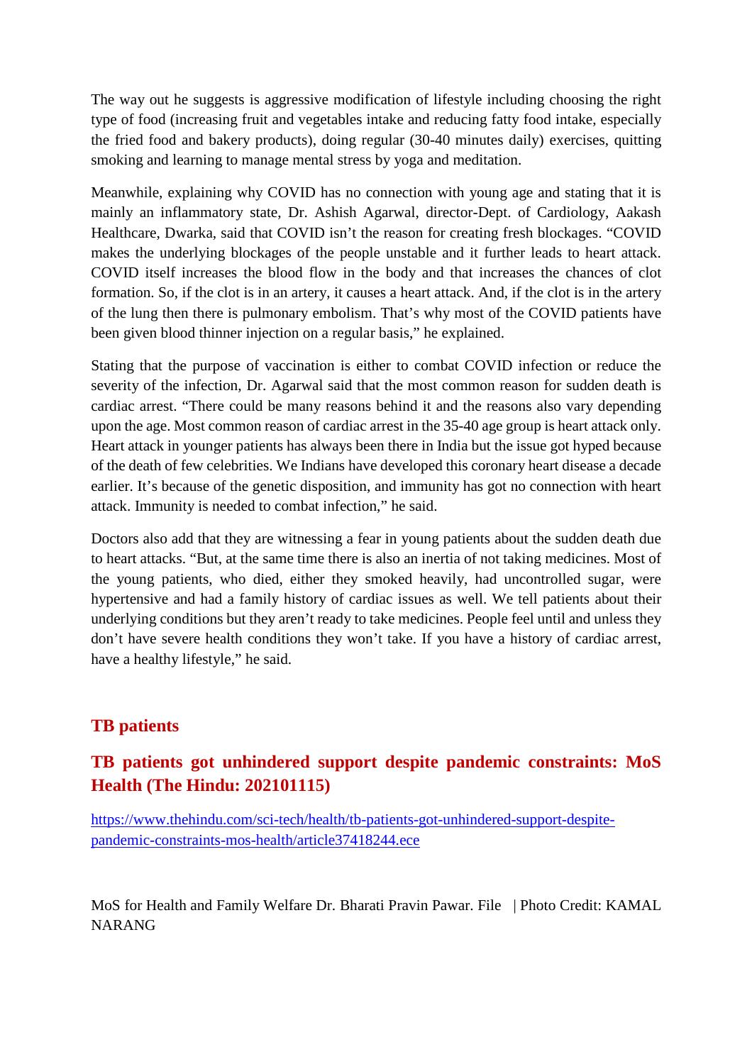The way out he suggests is aggressive modification of lifestyle including choosing the right type of food (increasing fruit and vegetables intake and reducing fatty food intake, especially the fried food and bakery products), doing regular (30-40 minutes daily) exercises, quitting smoking and learning to manage mental stress by yoga and meditation.

Meanwhile, explaining why COVID has no connection with young age and stating that it is mainly an inflammatory state, Dr. Ashish Agarwal, director-Dept. of Cardiology, Aakash Healthcare, Dwarka, said that COVID isn't the reason for creating fresh blockages. "COVID makes the underlying blockages of the people unstable and it further leads to heart attack. COVID itself increases the blood flow in the body and that increases the chances of clot formation. So, if the clot is in an artery, it causes a heart attack. And, if the clot is in the artery of the lung then there is pulmonary embolism. That's why most of the COVID patients have been given blood thinner injection on a regular basis," he explained.

Stating that the purpose of vaccination is either to combat COVID infection or reduce the severity of the infection, Dr. Agarwal said that the most common reason for sudden death is cardiac arrest. "There could be many reasons behind it and the reasons also vary depending upon the age. Most common reason of cardiac arrest in the 35-40 age group is heart attack only. Heart attack in younger patients has always been there in India but the issue got hyped because of the death of few celebrities. We Indians have developed this coronary heart disease a decade earlier. It's because of the genetic disposition, and immunity has got no connection with heart attack. Immunity is needed to combat infection," he said.

Doctors also add that they are witnessing a fear in young patients about the sudden death due to heart attacks. "But, at the same time there is also an inertia of not taking medicines. Most of the young patients, who died, either they smoked heavily, had uncontrolled sugar, were hypertensive and had a family history of cardiac issues as well. We tell patients about their underlying conditions but they aren't ready to take medicines. People feel until and unless they don't have severe health conditions they won't take. If you have a history of cardiac arrest, have a healthy lifestyle," he said.

## TB patients

## TB patients got unhindered support despite pandemic constraints: MoS Health (The Hindu: 202101115)

https://www.thehindu.com/sci-tech/health/tb-patients-got-unhindered-support-despite-pandemic-constraints-mos-health/article37418244.ece

MoS for Health and Family Welfare Dr. Bharati Pravin Pawar. File | Photo Credit: KAMAL NARANG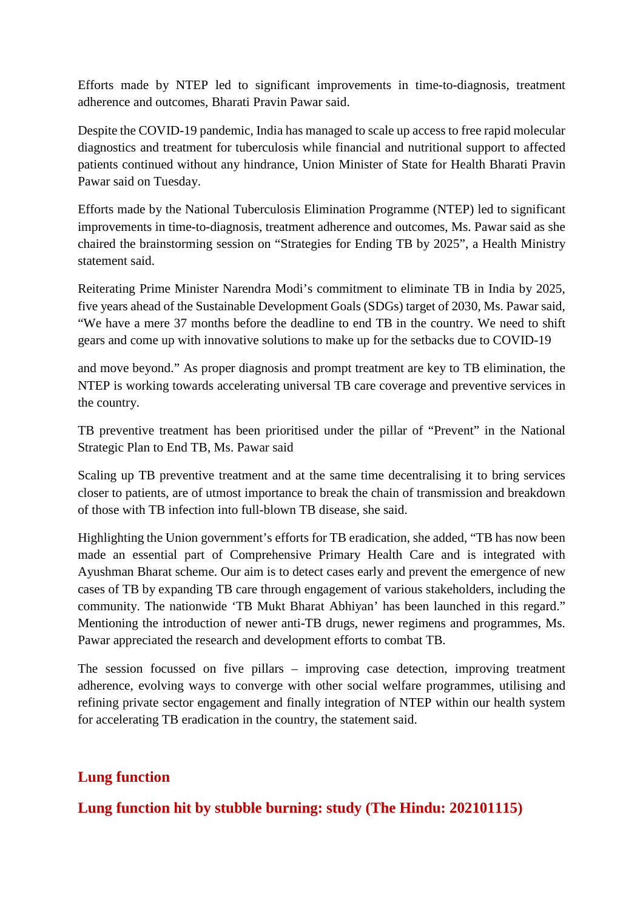Efforts made by NTEP led to significant improvements in time-to-diagnosis, treatment adherence and outcomes, Bharati Pravin Pawar said.

Despite the COVID-19 pandemic, India has managed to scale up access to free rapid molecular diagnostics and treatment for tuberculosis while financial and nutritional support to affected patients continued without any hindrance, Union Minister of State for Health Bharati Pravin Pawar said on Tuesday.

Efforts made by the National Tuberculosis Elimination Programme (NTEP) led to significant improvements in time-to-diagnosis, treatment adherence and outcomes, Ms. Pawar said as she chaired the brainstorming session on "Strategies for Ending TB by 2025", a Health Ministry statement said.

Reiterating Prime Minister Narendra Modi's commitment to eliminate TB in India by 2025, five years ahead of the Sustainable Development Goals (SDGs) target of 2030, Ms. Pawar said, "We have a mere 37 months before the deadline to end TB in the country. We need to shift gears and come up with innovative solutions to make up for the setbacks due to COVID-19

and move beyond." As proper diagnosis and prompt treatment are key to TB elimination, the NTEP is working towards accelerating universal TB care coverage and preventive services in the country.

TB preventive treatment has been prioritised under the pillar of "Prevent" in the National Strategic Plan to End TB, Ms. Pawar said

Scaling up TB preventive treatment and at the same time decentralising it to bring services closer to patients, are of utmost importance to break the chain of transmission and breakdown of those with TB infection into full-blown TB disease, she said.

Highlighting the Union government's efforts for TB eradication, she added, "TB has now been made an essential part of Comprehensive Primary Health Care and is integrated with Ayushman Bharat scheme. Our aim is to detect cases early and prevent the emergence of new cases of TB by expanding TB care through engagement of various stakeholders, including the community. The nationwide 'TB Mukt Bharat Abhiyan' has been launched in this regard." Mentioning the introduction of newer anti-TB drugs, newer regimens and programmes, Ms. Pawar appreciated the research and development efforts to combat TB.

The session focussed on five pillars – improving case detection, improving treatment adherence, evolving ways to converge with other social welfare programmes, utilising and refining private sector engagement and finally integration of NTEP within our health system for accelerating TB eradication in the country, the statement said.

## Lung function

## Lung function hit by stubble burning: study (The Hindu: 202101115)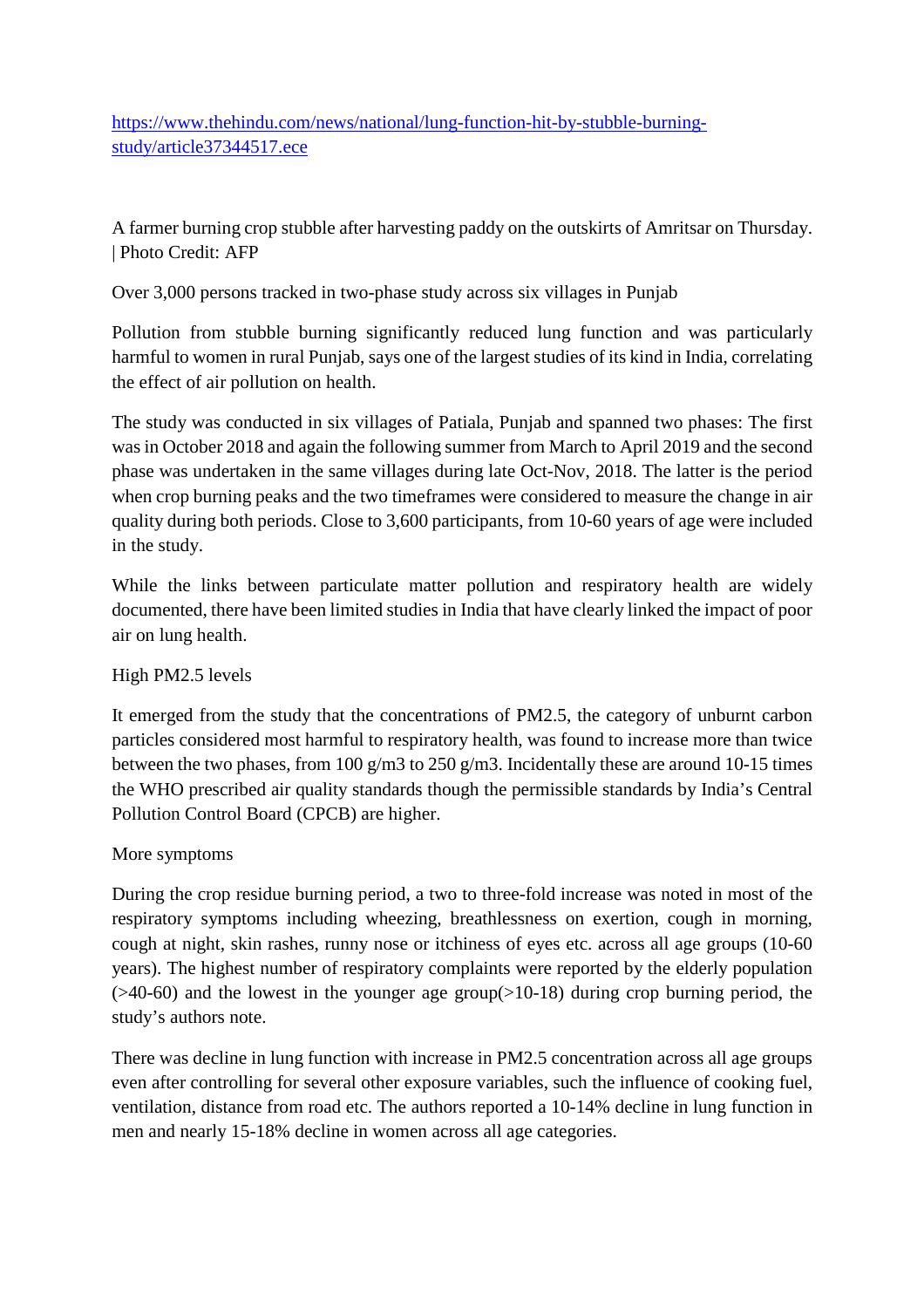https://www.thehindu.com/news/national/lung-function-hit-by-stubble-burning-study/article37344517.ece

A farmer burning crop stubble after harvesting paddy on the outskirts of Amritsar on Thursday. | Photo Credit: AFP

Over 3,000 persons tracked in two-phase study across six villages in Punjab

Pollution from stubble burning significantly reduced lung function and was particularly harmful to women in rural Punjab, says one of the largest studies of its kind in India, correlating the effect of air pollution on health.

The study was conducted in six villages of Patiala, Punjab and spanned two phases: The first was in October 2018 and again the following summer from March to April 2019 and the second phase was undertaken in the same villages during late Oct-Nov, 2018. The latter is the period when crop burning peaks and the two timeframes were considered to measure the change in air quality during both periods. Close to 3,600 participants, from 10-60 years of age were included in the study.

While the links between particulate matter pollution and respiratory health are widely documented, there have been limited studies in India that have clearly linked the impact of poor air on lung health.

## High PM2.5 levels

It emerged from the study that the concentrations of PM2.5, the category of unburnt carbon particles considered most harmful to respiratory health, was found to increase more than twice between the two phases, from 100 g/m3 to 250 g/m3. Incidentally these are around 10-15 times the WHO prescribed air quality standards though the permissible standards by India's Central Pollution Control Board (CPCB) are higher.

## More symptoms

During the crop residue burning period, a two to three-fold increase was noted in most of the respiratory symptoms including wheezing, breathlessness on exertion, cough in morning, cough at night, skin rashes, runny nose or itchiness of eyes etc. across all age groups (10-60 years). The highest number of respiratory complaints were reported by the elderly population (>40-60) and the lowest in the younger age group(>10-18) during crop burning period, the study's authors note.

There was decline in lung function with increase in PM2.5 concentration across all age groups even after controlling for several other exposure variables, such the influence of cooking fuel, ventilation, distance from road etc. The authors reported a 10-14% decline in lung function in men and nearly 15-18% decline in women across all age categories.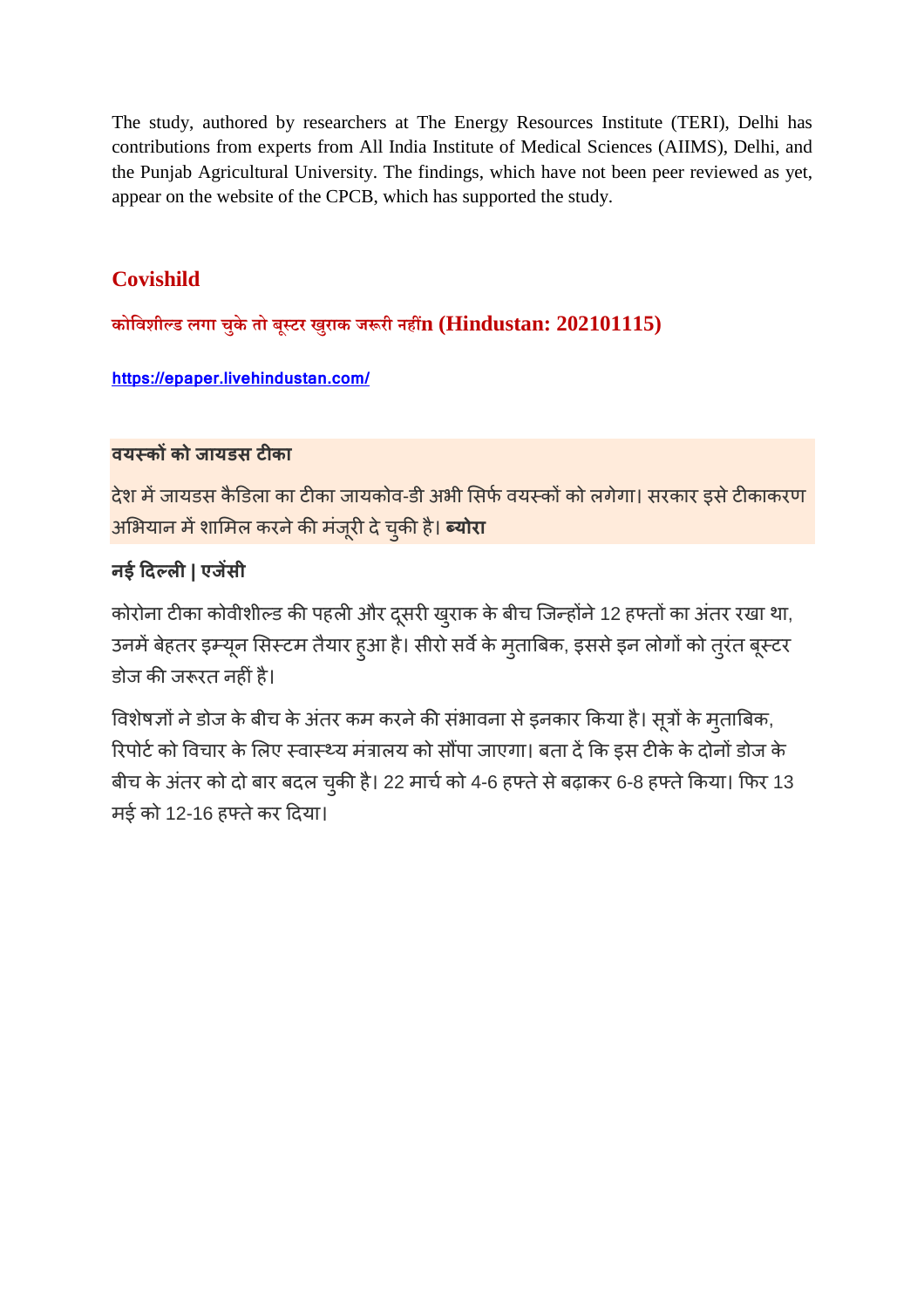The study, authored by researchers at The Energy Resources Institute (TERI), Delhi has contributions from experts from All India Institute of Medical Sciences (AIIMS), Delhi, and the Punjab Agricultural University. The findings, which have not been peer reviewed as yet, appear on the website of the CPCB, which has supported the study.

## Covishild

### कोविशील्ड लगा चुके तो बूस्टर खुराक जरूरी नहींn (Hindustan: 202101115)

https://epaper.livehindustan.com/

**वयस्कों को जायडस टीका**

देश में जायडस कैडिला का टीका जायकोव-डी अभी सिर्फ वयस्कों को लगेगा। सरकार इसे टीकाकरण अभियान में शामिल करने की मंजूरी दे चुकी है। **ब्योरा**

**नई दिल्ली | एजेंसी**

कोरोना टीका कोवीशील्ड की पहली और दूसरी खुराक के बीच जिन्होंने 12 हफ्तों का अंतर रखा था, उनमें बेहतर इम्यून सिस्टम तैयार हुआ है। सीरो सर्वे के मुताबिक, इससे इन लोगों को तुरंत बूस्टर डोज की जरूरत नहीं है।

विशेषज्ञों ने डोज के बीच के अंतर कम करने की संभावना से इनकार किया है। सूत्रों के मुताबिक, रिपोर्ट को विचार के लिए स्वास्थ्य मंत्रालय को सौंपा जाएगा। बता दें कि इस टीके के दोनों डोज के बीच के अंतर को दो बार बदल चुकी है। 22 मार्च को 4-6 हफ्ते से बढ़ाकर 6-8 हफ्ते किया। फिर 13 मई को 12-16 हफ्ते कर दिया।